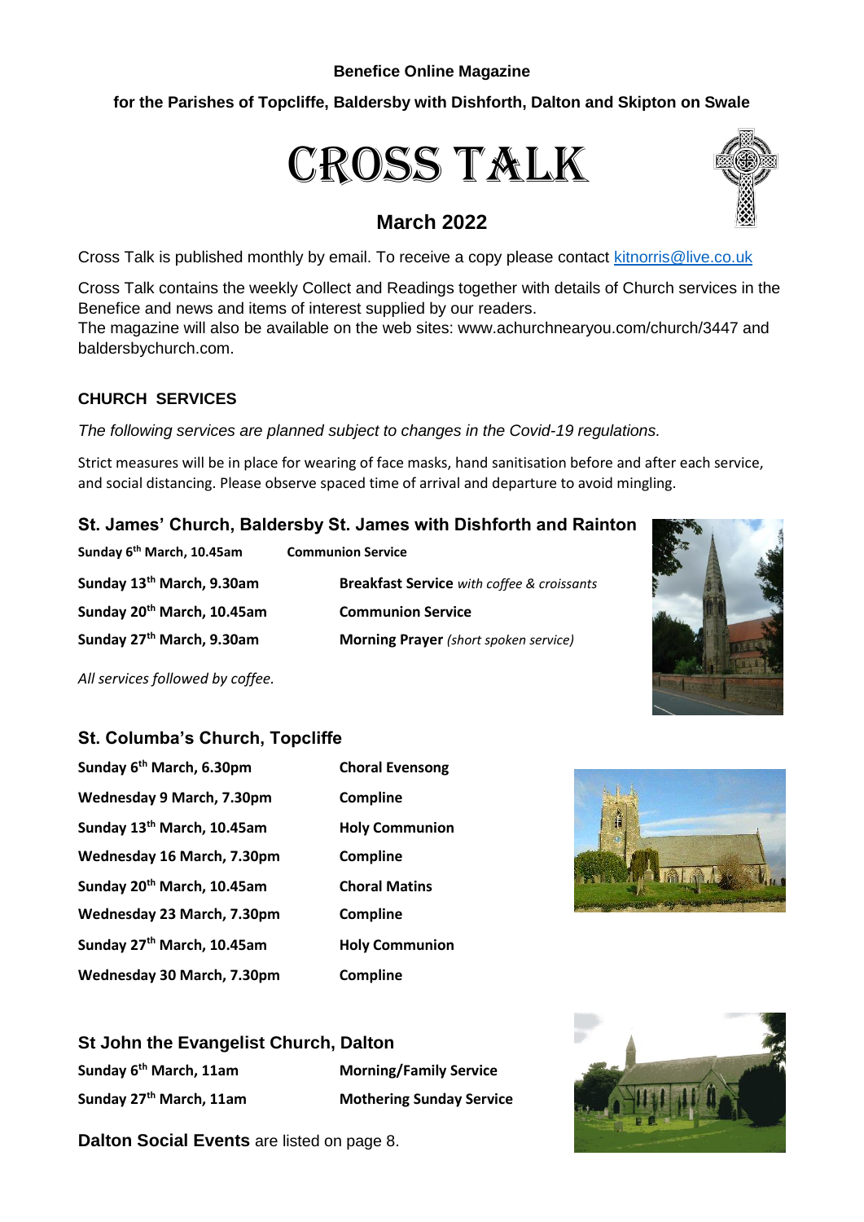**Benefice Online Magazine**

**for the Parishes of Topcliffe, Baldersby with Dishforth, Dalton and Skipton on Swale**

# CROSS TALK

## March 2022

Cross Talk is published monthly by email. To receive a copy please contact kitnorris@live.co.uk

Cross Talk contains the weekly Collect and Readings together with details of Church services in the Benefice and news and items of interest supplied by our readers.
The magazine will also be available on the web sites: www.achurchnearyou.com/church/3447 and baldersbychurch.com.

### CHURCH SERVICES

*The following services are planned subject to changes in the Covid-19 regulations.*

Strict measures will be in place for wearing of face masks, hand sanitisation before and after each service, and social distancing. Please observe spaced time of arrival and departure to avoid mingling.

### St. James' Church, Baldersby St. James with Dishforth and Rainton

| | |
|---|---|
| **Sunday 6th March, 10.45am** | **Communion Service** |
| **Sunday 13th March, 9.30am** | **Breakfast Service** *with coffee & croissants* |
| **Sunday 20th March, 10.45am** | **Communion Service** |
| **Sunday 27th March, 9.30am** | **Morning Prayer** *(short spoken service)* |

*All services followed by coffee.*

### St. Columba's Church, Topcliffe

| | |
|---|---|
| **Sunday 6th March, 6.30pm** | **Choral Evensong** |
| **Wednesday 9 March, 7.30pm** | **Compline** |
| **Sunday 13th March, 10.45am** | **Holy Communion** |
| **Wednesday 16 March, 7.30pm** | **Compline** |
| **Sunday 20th March, 10.45am** | **Choral Matins** |
| **Wednesday 23 March, 7.30pm** | **Compline** |
| **Sunday 27th March, 10.45am** | **Holy Communion** |
| **Wednesday 30 March, 7.30pm** | **Compline** |

### St John the Evangelist Church, Dalton

| | |
|---|---|
| **Sunday 6th March, 11am** | **Morning/Family Service** |
| **Sunday 27th March, 11am** | **Mothering Sunday Service** |

**Dalton Social Events** are listed on page 8.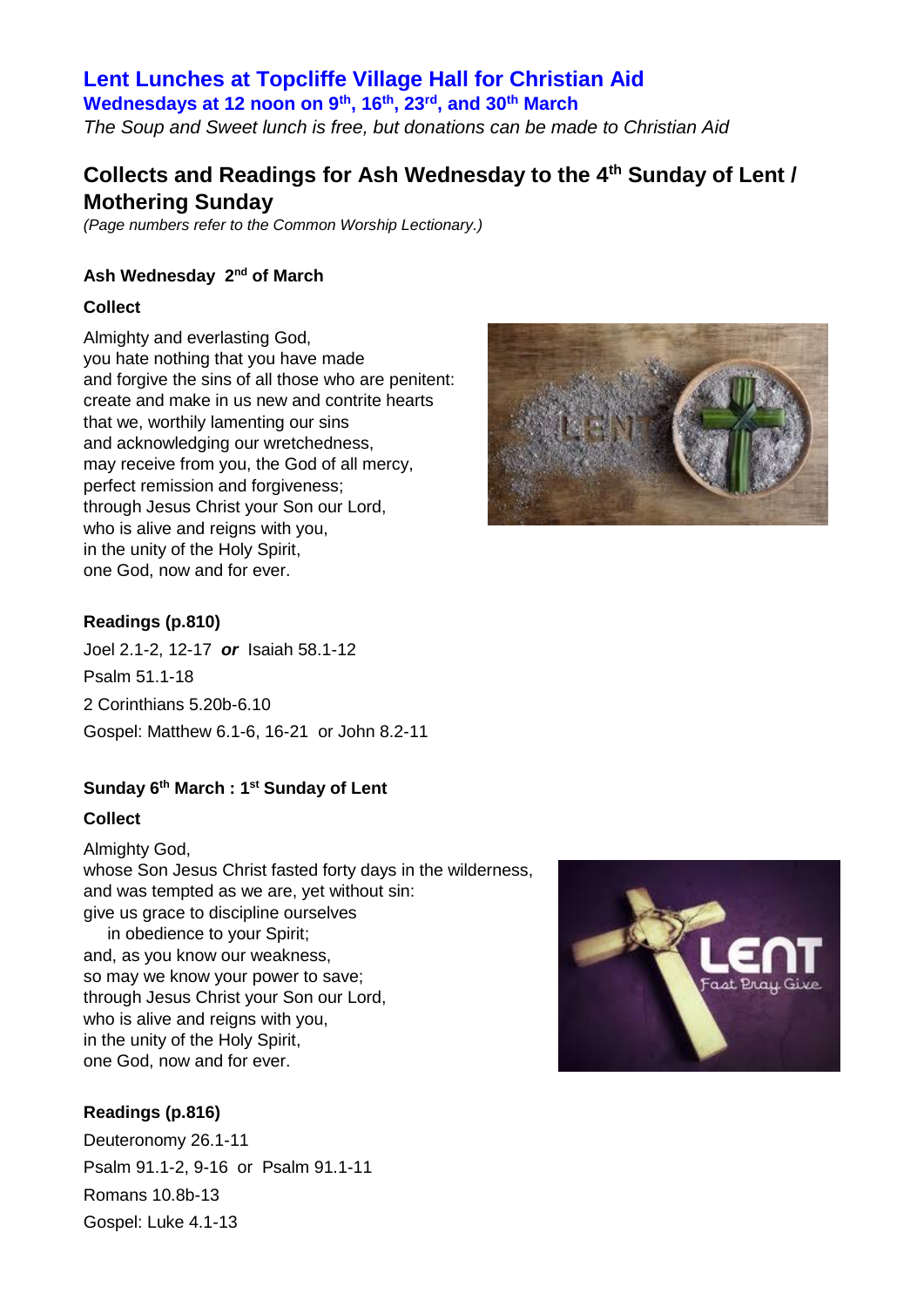## Lent Lunches at Topcliffe Village Hall for Christian Aid

**Wednesdays at 12 noon on 9th, 16th, 23rd, and 30th March**

*The Soup and Sweet lunch is free, but donations can be made to Christian Aid*

## Collects and Readings for Ash Wednesday to the 4th Sunday of Lent / Mothering Sunday

*(Page numbers refer to the Common Worship Lectionary.)*

### Ash Wednesday 2nd of March

**Collect**

Almighty and everlasting God,
you hate nothing that you have made
and forgive the sins of all those who are penitent:
create and make in us new and contrite hearts
that we, worthily lamenting our sins
and acknowledging our wretchedness,
may receive from you, the God of all mercy,
perfect remission and forgiveness;
through Jesus Christ your Son our Lord,
who is alive and reigns with you,
in the unity of the Holy Spirit,
one God, now and for ever.

**Readings (p.810)**

Joel 2.1-2, 12-17 ***or*** Isaiah 58.1-12

Psalm 51.1-18

2 Corinthians 5.20b-6.10

Gospel: Matthew 6.1-6, 16-21 or John 8.2-11

### Sunday 6th March : 1st Sunday of Lent

**Collect**

Almighty God,
whose Son Jesus Christ fasted forty days in the wilderness,
and was tempted as we are, yet without sin:
give us grace to discipline ourselves
in obedience to your Spirit;
and, as you know our weakness,
so may we know your power to save;
through Jesus Christ your Son our Lord,
who is alive and reigns with you,
in the unity of the Holy Spirit,
one God, now and for ever.

**Readings (p.816)**

Deuteronomy 26.1-11

Psalm 91.1-2, 9-16 or Psalm 91.1-11

Romans 10.8b-13

Gospel: Luke 4.1-13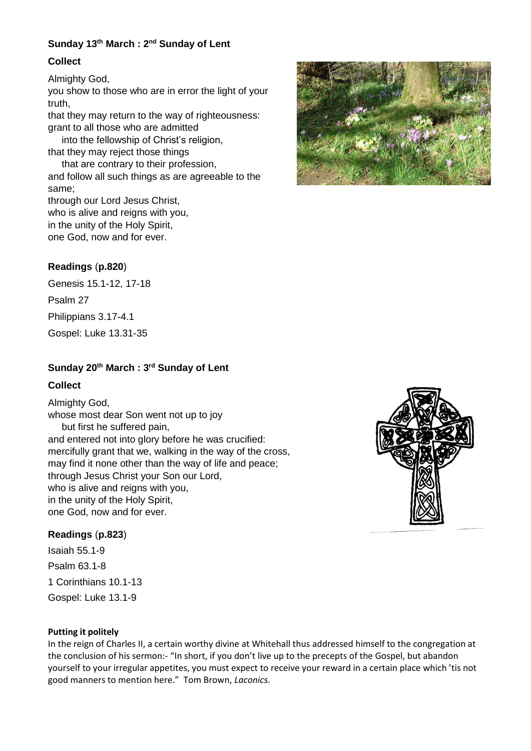**Sunday 13th March : 2nd Sunday of Lent**

**Collect**

Almighty God,
you show to those who are in error the light of your truth,
that they may return to the way of righteousness:
grant to all those who are admitted
into the fellowship of Christ's religion,
that they may reject those things
that are contrary to their profession,
and follow all such things as are agreeable to the same;
through our Lord Jesus Christ,
who is alive and reigns with you,
in the unity of the Holy Spirit,
one God, now and for ever.

**Readings** (**p.820**)

Genesis 15.1-12, 17-18

Psalm 27

Philippians 3.17-4.1

Gospel: Luke 13.31-35

**Sunday 20th March : 3rd Sunday of Lent**

**Collect**

Almighty God,
whose most dear Son went not up to joy
but first he suffered pain,
and entered not into glory before he was crucified:
mercifully grant that we, walking in the way of the cross,
may find it none other than the way of life and peace;
through Jesus Christ your Son our Lord,
who is alive and reigns with you,
in the unity of the Holy Spirit,
one God, now and for ever.

**Readings** (**p.823**)

Isaiah 55.1-9

Psalm 63.1-8

1 Corinthians 10.1-13

Gospel: Luke 13.1-9

**Putting it politely**

In the reign of Charles II, a certain worthy divine at Whitehall thus addressed himself to the congregation at the conclusion of his sermon:- "In short, if you don't live up to the precepts of the Gospel, but abandon yourself to your irregular appetites, you must expect to receive your reward in a certain place which 'tis not good manners to mention here." Tom Brown, *Laconics*.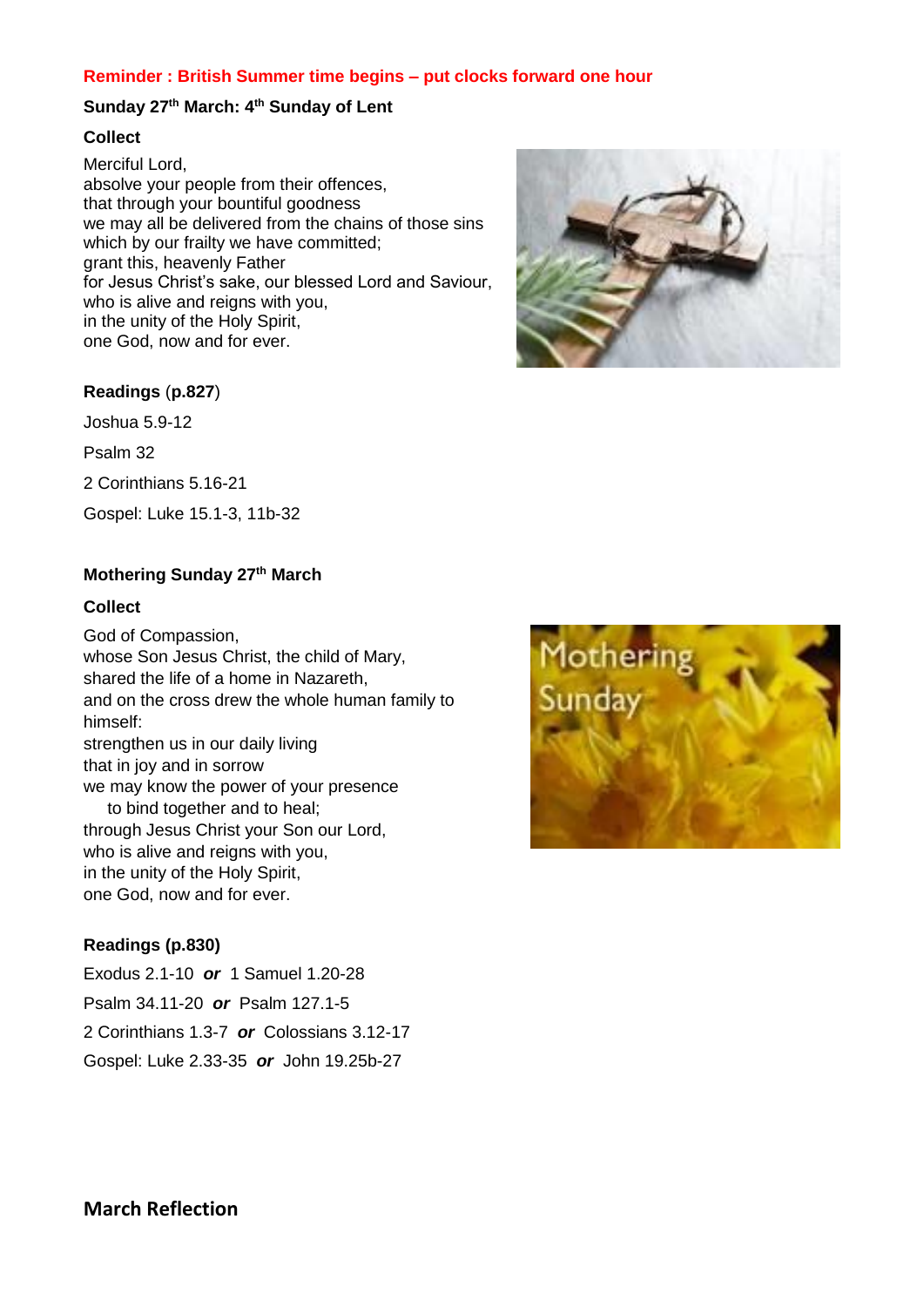**Reminder : British Summer time begins – put clocks forward one hour**

**Sunday 27th March: 4th Sunday of Lent**

**Collect**

Merciful Lord,
absolve your people from their offences,
that through your bountiful goodness
we may all be delivered from the chains of those sins
which by our frailty we have committed;
grant this, heavenly Father
for Jesus Christ's sake, our blessed Lord and Saviour,
who is alive and reigns with you,
in the unity of the Holy Spirit,
one God, now and for ever.

**Readings** (**p.827**)

Joshua 5.9-12

Psalm 32

2 Corinthians 5.16-21

Gospel: Luke 15.1-3, 11b-32

**Mothering Sunday 27th March**

**Collect**

God of Compassion,
whose Son Jesus Christ, the child of Mary,
shared the life of a home in Nazareth,
and on the cross drew the whole human family to himself:
strengthen us in our daily living
that in joy and in sorrow
we may know the power of your presence
to bind together and to heal;
through Jesus Christ your Son our Lord,
who is alive and reigns with you,
in the unity of the Holy Spirit,
one God, now and for ever.

**Readings (p.830)**

Exodus 2.1-10 ***or*** 1 Samuel 1.20-28

Psalm 34.11-20 ***or*** Psalm 127.1-5

2 Corinthians 1.3-7 ***or*** Colossians 3.12-17

Gospel: Luke 2.33-35 ***or*** John 19.25b-27

## March Reflection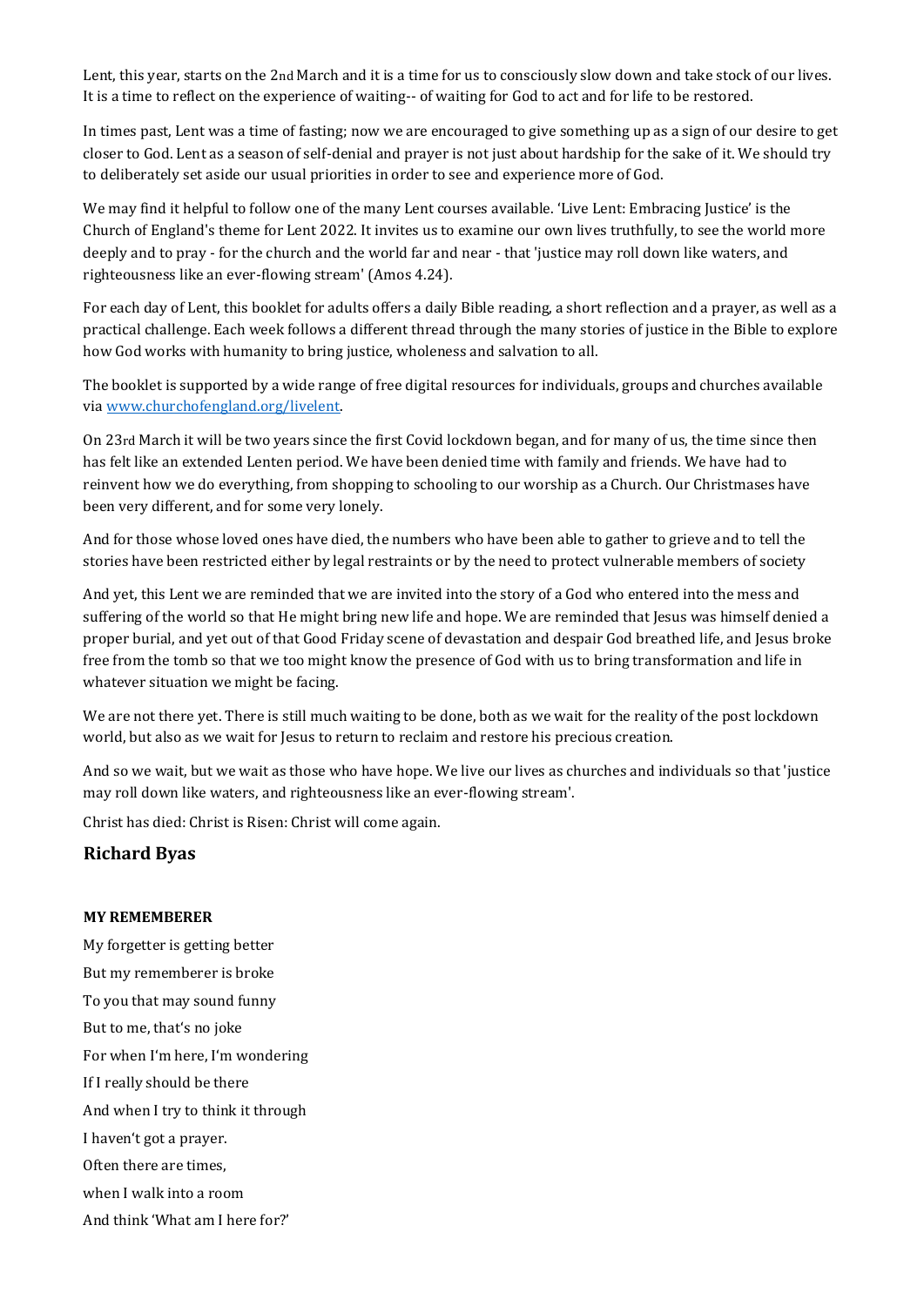Lent, this year, starts on the 2nd March and it is a time for us to consciously slow down and take stock of our lives. It is a time to reflect on the experience of waiting-- of waiting for God to act and for life to be restored.

In times past, Lent was a time of fasting; now we are encouraged to give something up as a sign of our desire to get closer to God. Lent as a season of self-denial and prayer is not just about hardship for the sake of it. We should try to deliberately set aside our usual priorities in order to see and experience more of God.

We may find it helpful to follow one of the many Lent courses available. 'Live Lent: Embracing Justice' is the Church of England's theme for Lent 2022. It invites us to examine our own lives truthfully, to see the world more deeply and to pray - for the church and the world far and near - that 'justice may roll down like waters, and righteousness like an ever-flowing stream' (Amos 4.24).

For each day of Lent, this booklet for adults offers a daily Bible reading, a short reflection and a prayer, as well as a practical challenge. Each week follows a different thread through the many stories of justice in the Bible to explore how God works with humanity to bring justice, wholeness and salvation to all.

The booklet is supported by a wide range of free digital resources for individuals, groups and churches available via [www.churchofengland.org/livelent](www.churchofengland.org/livelent).

On 23rd March it will be two years since the first Covid lockdown began, and for many of us, the time since then has felt like an extended Lenten period. We have been denied time with family and friends. We have had to reinvent how we do everything, from shopping to schooling to our worship as a Church. Our Christmases have been very different, and for some very lonely.

And for those whose loved ones have died, the numbers who have been able to gather to grieve and to tell the stories have been restricted either by legal restraints or by the need to protect vulnerable members of society

And yet, this Lent we are reminded that we are invited into the story of a God who entered into the mess and suffering of the world so that He might bring new life and hope. We are reminded that Jesus was himself denied a proper burial, and yet out of that Good Friday scene of devastation and despair God breathed life, and Jesus broke free from the tomb so that we too might know the presence of God with us to bring transformation and life in whatever situation we might be facing.

We are not there yet. There is still much waiting to be done, both as we wait for the reality of the post lockdown world, but also as we wait for Jesus to return to reclaim and restore his precious creation.

And so we wait, but we wait as those who have hope. We live our lives as churches and individuals so that 'justice may roll down like waters, and righteousness like an ever-flowing stream'.

Christ has died: Christ is Risen: Christ will come again.

**Richard Byas**

**MY REMEMBERER**

My forgetter is getting better  
But my rememberer is broke  
To you that may sound funny  
But to me, that's no joke  
For when I'm here, I'm wondering  
If I really should be there  
And when I try to think it through  
I haven't got a prayer.  
Often there are times,  
when I walk into a room  
And think 'What am I here for?'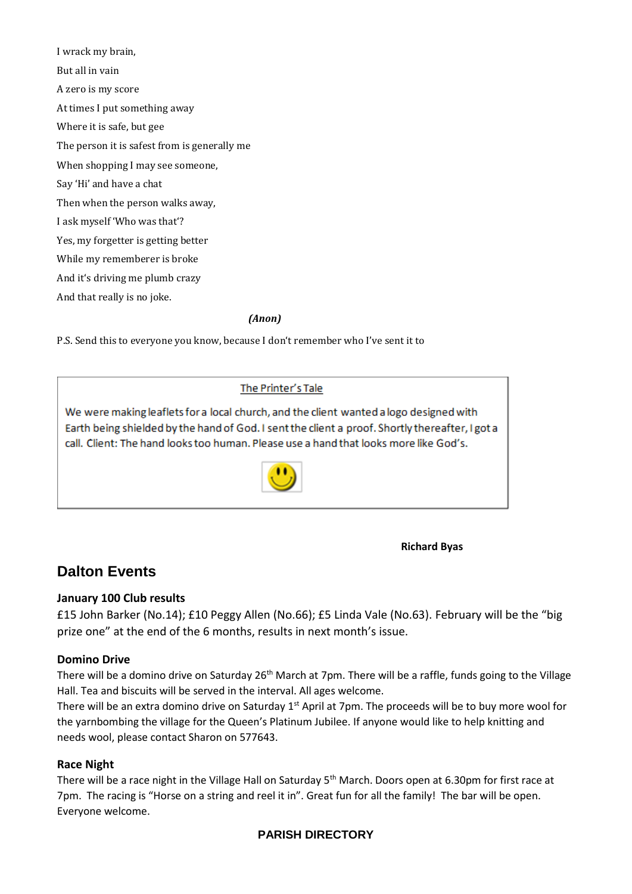I wrack my brain,

But all in vain

A zero is my score

At times I put something away

Where it is safe, but gee

The person it is safest from is generally me

When shopping I may see someone,

Say 'Hi' and have a chat

Then when the person walks away,

I ask myself 'Who was that'?

Yes, my forgetter is getting better

While my rememberer is broke

And it's driving me plumb crazy

And that really is no joke.

***(Anon)***

P.S. Send this to everyone you know, because I don't remember who I've sent it to

> The Printer's Tale
>
> We were making leaflets for a local church, and the client wanted a logo designed with Earth being shielded by the hand of God. I sent the client a proof. Shortly thereafter, I got a call. Client: The hand looks too human. Please use a hand that looks more like God's.

**Richard Byas**

## Dalton Events

### January 100 Club results

£15 John Barker (No.14); £10 Peggy Allen (No.66); £5 Linda Vale (No.63). February will be the "big prize one" at the end of the 6 months, results in next month's issue.

### Domino Drive

There will be a domino drive on Saturday 26th March at 7pm. There will be a raffle, funds going to the Village Hall. Tea and biscuits will be served in the interval. All ages welcome.

There will be an extra domino drive on Saturday 1st April at 7pm. The proceeds will be to buy more wool for the yarnbombing the village for the Queen's Platinum Jubilee. If anyone would like to help knitting and needs wool, please contact Sharon on 577643.

### Race Night

There will be a race night in the Village Hall on Saturday 5th March. Doors open at 6.30pm for first race at 7pm. The racing is "Horse on a string and reel it in". Great fun for all the family! The bar will be open. Everyone welcome.

**PARISH DIRECTORY**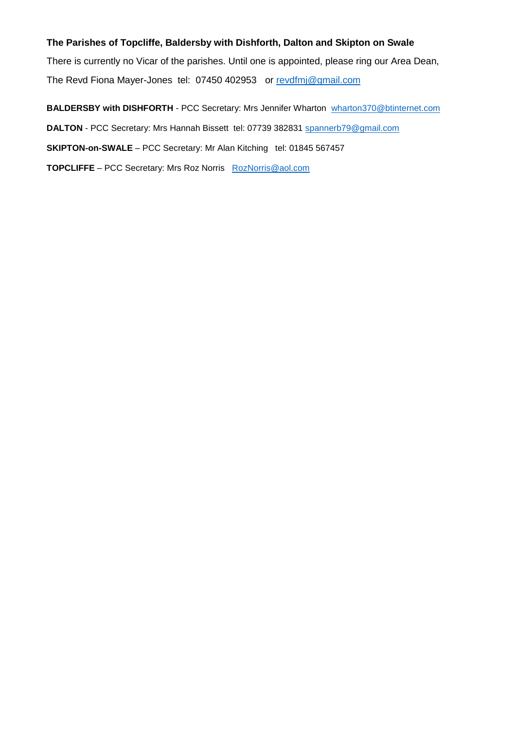**The Parishes of Topcliffe, Baldersby with Dishforth, Dalton and Skipton on Swale**

There is currently no Vicar of the parishes. Until one is appointed, please ring our Area Dean,

The Revd Fiona Mayer-Jones tel: 07450 402953 or revdfmj@gmail.com

**BALDERSBY with DISHFORTH** - PCC Secretary: Mrs Jennifer Wharton wharton370@btinternet.com

**DALTON** - PCC Secretary: Mrs Hannah Bissett tel: 07739 382831 spannerb79@gmail.com

**SKIPTON-on-SWALE** – PCC Secretary: Mr Alan Kitching tel: 01845 567457

**TOPCLIFFE** – PCC Secretary: Mrs Roz Norris RozNorris@aol.com